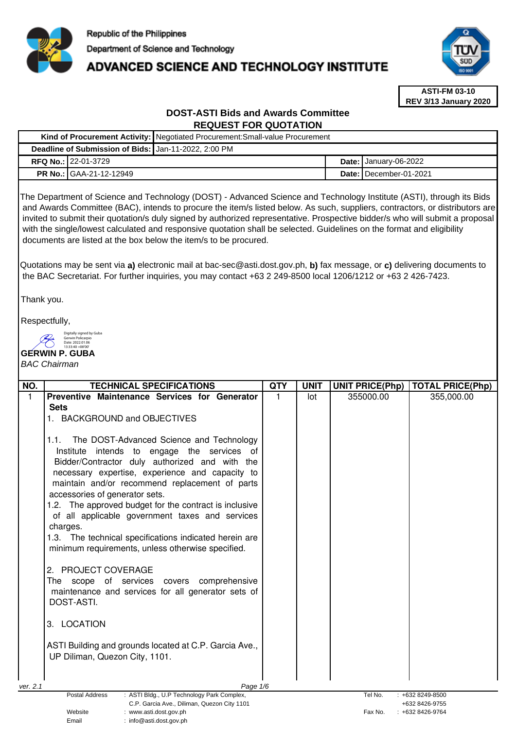Republic of the Philippines
Department of Science and Technology
# ADVANCED SCIENCE AND TECHNOLOGY INSTITUTE

**ASTI-FM 03-10**
**REV 3/13 January 2020**

## DOST-ASTI Bids and Awards Committee
## REQUEST FOR QUOTATION

| | | | |
|---|---|---|---|
| **Kind of Procurement Activity:** | Negotiated Procurement:Small-value Procurement | | |
| **Deadline of Submission of Bids:** | Jan-11-2022, 2:00 PM | | |
| **RFQ No.:** | 22-01-3729 | **Date:** | January-06-2022 |
| **PR No.:** | GAA-21-12-12949 | **Date:** | December-01-2021 |

The Department of Science and Technology (DOST) - Advanced Science and Technology Institute (ASTI), through its Bids and Awards Committee (BAC), intends to procure the item/s listed below. As such, suppliers, contractors, or distributors are invited to submit their quotation/s duly signed by authorized representative. Prospective bidder/s who will submit a proposal with the single/lowest calculated and responsive quotation shall be selected. Guidelines on the format and eligibility documents are listed at the box below the item/s to be procured.

Quotations may be sent via **a)** electronic mail at bac-sec@asti.dost.gov.ph, **b)** fax message, or **c)** delivering documents to the BAC Secretariat. For further inquiries, you may contact +63 2 249-8500 local 1206/1212 or +63 2 426-7423.

Thank you.

Respectfully,

Digitally signed by Guba Gerwin Policarpio
Date: 2022.01.06 13:33:40 +08'00'

**GERWIN P. GUBA**
*BAC Chairman*

| NO. | TECHNICAL SPECIFICATIONS | QTY | UNIT | UNIT PRICE(Php) | TOTAL PRICE(Php) |
|---|---|---|---|---|---|
| 1 | **Preventive Maintenance Services for Generator Sets**<br>1. BACKGROUND and OBJECTIVES<br><br>1.1. The DOST-Advanced Science and Technology Institute intends to engage the services of Bidder/Contractor duly authorized and with the necessary expertise, experience and capacity to maintain and/or recommend replacement of parts accessories of generator sets.<br>1.2. The approved budget for the contract is inclusive of all applicable government taxes and services charges.<br>1.3. The technical specifications indicated herein are minimum requirements, unless otherwise specified.<br><br>2. PROJECT COVERAGE<br>The scope of services covers comprehensive maintenance and services for all generator sets of DOST-ASTI.<br><br>3. LOCATION<br><br>ASTI Building and grounds located at C.P. Garcia Ave., UP Diliman, Quezon City, 1101. | 1 | lot | 355000.00 | 355,000.00 |

ver. 2.1

Postal Address : ASTI Bldg., U.P Technology Park Complex, C.P. Garcia Ave., Diliman, Quezon City 1101
Website : www.asti.dost.gov.ph
Email : info@asti.dost.gov.ph
Tel No. : +632 8249-8500, +632 8426-9755
Fax No. : +632 8426-9764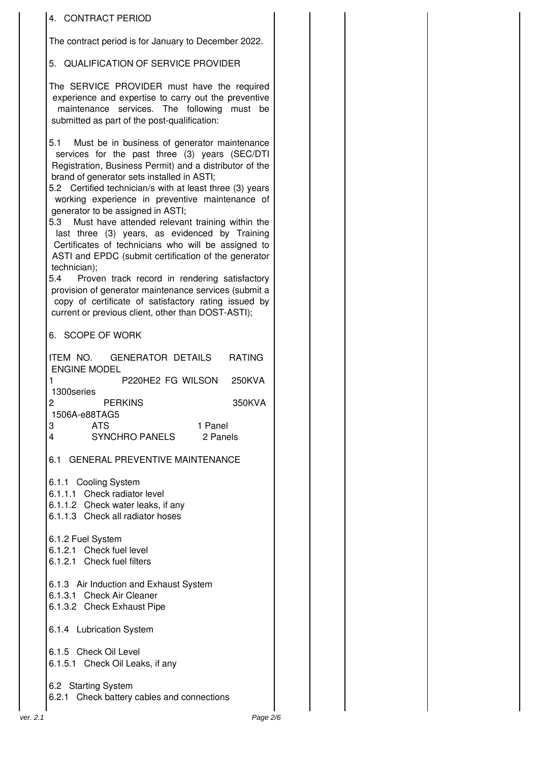4. CONTRACT PERIOD

The contract period is for January to December 2022.

5. QUALIFICATION OF SERVICE PROVIDER

The SERVICE PROVIDER must have the required experience and expertise to carry out the preventive maintenance services. The following must be submitted as part of the post-qualification:

5.1 Must be in business of generator maintenance services for the past three (3) years (SEC/DTI Registration, Business Permit) and a distributor of the brand of generator sets installed in ASTI;
5.2 Certified technician/s with at least three (3) years working experience in preventive maintenance of generator to be assigned in ASTI;
5.3 Must have attended relevant training within the last three (3) years, as evidenced by Training Certificates of technicians who will be assigned to ASTI and EPDC (submit certification of the generator technician);
5.4 Proven track record in rendering satisfactory provision of generator maintenance services (submit a copy of certificate of satisfactory rating issued by current or previous client, other than DOST-ASTI);

6. SCOPE OF WORK

| ITEM NO. | GENERATOR DETAILS | RATING | ENGINE MODEL |
|---|---|---|---|
| 1 | P220HE2 FG WILSON | 250KVA | 1300series |
| 2 | PERKINS | 350KVA | 1506A-e88TAG5 |
| 3 | ATS | 1 Panel | |
| 4 | SYNCHRO PANELS | 2 Panels | |

6.1 GENERAL PREVENTIVE MAINTENANCE

6.1.1 Cooling System
6.1.1.1 Check radiator level
6.1.1.2 Check water leaks, if any
6.1.1.3 Check all radiator hoses

6.1.2 Fuel System
6.1.2.1 Check fuel level
6.1.2.1 Check fuel filters

6.1.3 Air Induction and Exhaust System
6.1.3.1 Check Air Cleaner
6.1.3.2 Check Exhaust Pipe

6.1.4 Lubrication System

6.1.5 Check Oil Level
6.1.5.1 Check Oil Leaks, if any

6.2 Starting System
6.2.1 Check battery cables and connections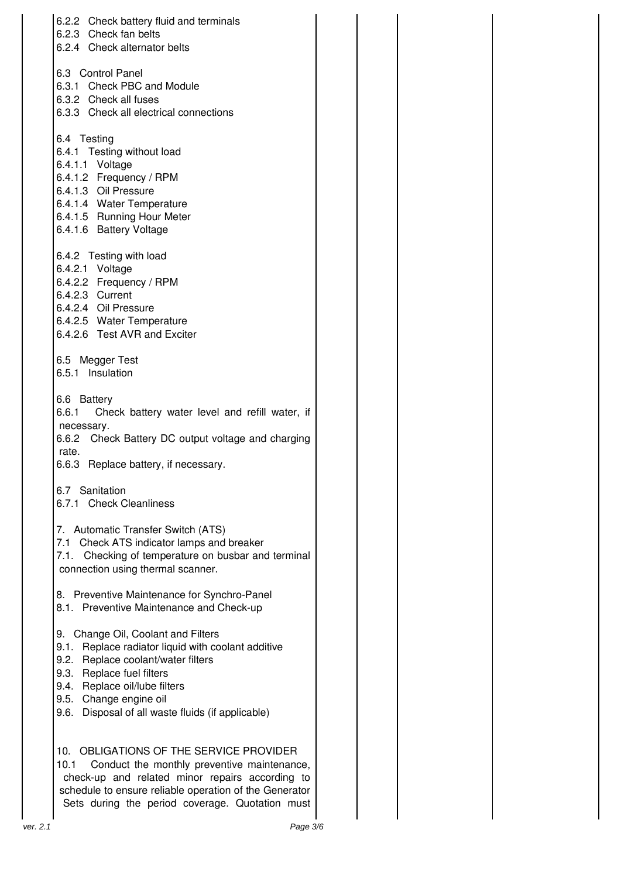| | | | | |
|---|---|---|---|---|
| 6.2.2 Check battery fluid and terminals<br>6.2.3 Check fan belts<br>6.2.4 Check alternator belts<br><br>6.3 Control Panel<br>6.3.1 Check PBC and Module<br>6.3.2 Check all fuses<br>6.3.3 Check all electrical connections<br><br>6.4 Testing<br>6.4.1 Testing without load<br>6.4.1.1 Voltage<br>6.4.1.2 Frequency / RPM<br>6.4.1.3 Oil Pressure<br>6.4.1.4 Water Temperature<br>6.4.1.5 Running Hour Meter<br>6.4.1.6 Battery Voltage<br><br>6.4.2 Testing with load<br>6.4.2.1 Voltage<br>6.4.2.2 Frequency / RPM<br>6.4.2.3 Current<br>6.4.2.4 Oil Pressure<br>6.4.2.5 Water Temperature<br>6.4.2.6 Test AVR and Exciter<br><br>6.5 Megger Test<br>6.5.1 Insulation<br><br>6.6 Battery<br>6.6.1 Check battery water level and refill water, if necessary.<br>6.6.2 Check Battery DC output voltage and charging rate.<br>6.6.3 Replace battery, if necessary.<br><br>6.7 Sanitation<br>6.7.1 Check Cleanliness<br><br>7. Automatic Transfer Switch (ATS)<br>7.1 Check ATS indicator lamps and breaker<br>7.1. Checking of temperature on busbar and terminal connection using thermal scanner.<br><br>8. Preventive Maintenance for Synchro-Panel<br>8.1. Preventive Maintenance and Check-up<br><br>9. Change Oil, Coolant and Filters<br>9.1. Replace radiator liquid with coolant additive<br>9.2. Replace coolant/water filters<br>9.3. Replace fuel filters<br>9.4. Replace oil/lube filters<br>9.5. Change engine oil<br>9.6. Disposal of all waste fluids (if applicable)<br><br>10. OBLIGATIONS OF THE SERVICE PROVIDER<br>10.1 Conduct the monthly preventive maintenance, check-up and related minor repairs according to schedule to ensure reliable operation of the Generator Sets during the period coverage. Quotation must | | | | |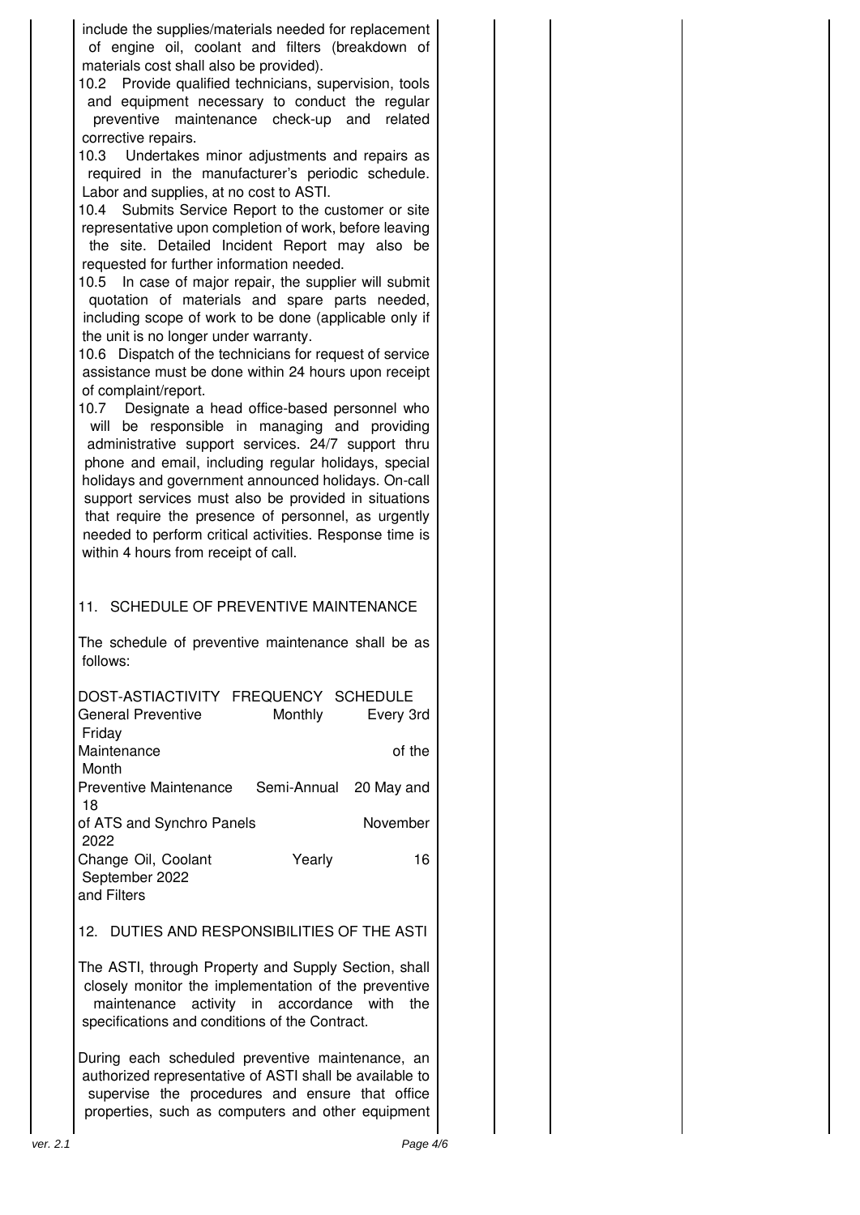include the supplies/materials needed for replacement of engine oil, coolant and filters (breakdown of materials cost shall also be provided).

10.2 Provide qualified technicians, supervision, tools and equipment necessary to conduct the regular preventive maintenance check-up and related corrective repairs.

10.3 Undertakes minor adjustments and repairs as required in the manufacturer's periodic schedule. Labor and supplies, at no cost to ASTI.

10.4 Submits Service Report to the customer or site representative upon completion of work, before leaving the site. Detailed Incident Report may also be requested for further information needed.

10.5 In case of major repair, the supplier will submit quotation of materials and spare parts needed, including scope of work to be done (applicable only if the unit is no longer under warranty.

10.6 Dispatch of the technicians for request of service assistance must be done within 24 hours upon receipt of complaint/report.

10.7 Designate a head office-based personnel who will be responsible in managing and providing administrative support services. 24/7 support thru phone and email, including regular holidays, special holidays and government announced holidays. On-call support services must also be provided in situations that require the presence of personnel, as urgently needed to perform critical activities. Response time is within 4 hours from receipt of call.

## 11. SCHEDULE OF PREVENTIVE MAINTENANCE

The schedule of preventive maintenance shall be as follows:

| DOST-ASTI ACTIVITY | FREQUENCY | SCHEDULE |
|---|---|---|
| General Preventive Maintenance | Monthly | Every 3rd Friday of the Month |
| Preventive Maintenance of ATS and Synchro Panels | Semi-Annual | 20 May and 18 November 2022 |
| Change Oil, Coolant and Filters | Yearly | 16 September 2022 |

## 12. DUTIES AND RESPONSIBILITIES OF THE ASTI

The ASTI, through Property and Supply Section, shall closely monitor the implementation of the preventive maintenance activity in accordance with the specifications and conditions of the Contract.

During each scheduled preventive maintenance, an authorized representative of ASTI shall be available to supervise the procedures and ensure that office properties, such as computers and other equipment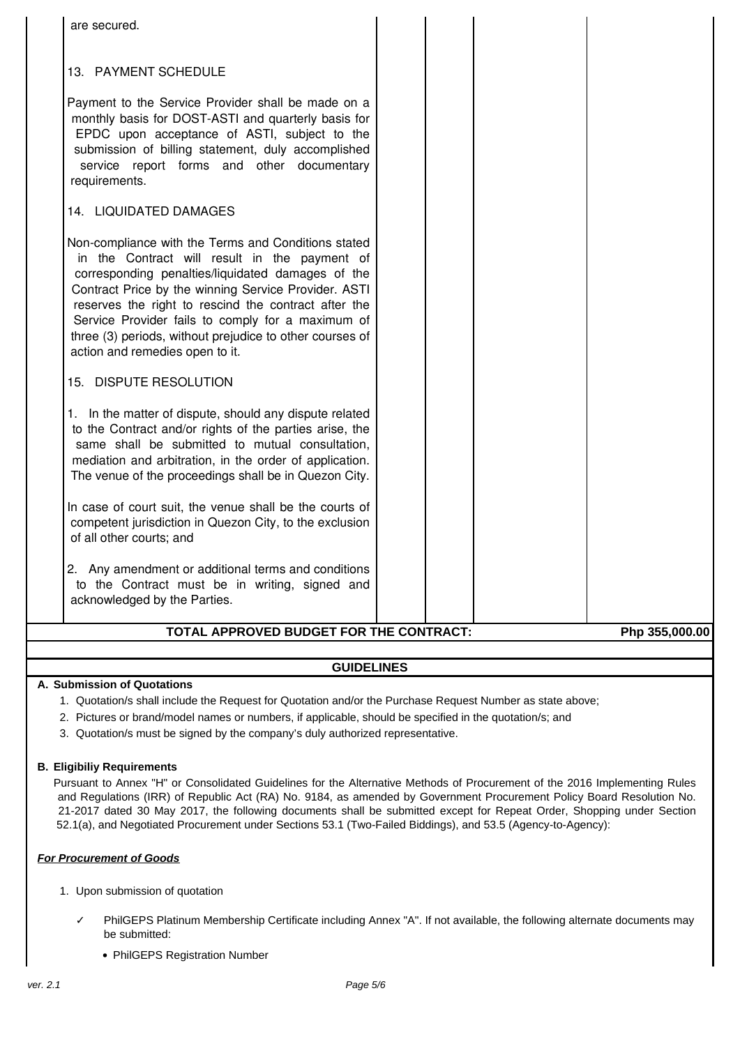are secured.

13. PAYMENT SCHEDULE

Payment to the Service Provider shall be made on a monthly basis for DOST-ASTI and quarterly basis for EPDC upon acceptance of ASTI, subject to the submission of billing statement, duly accomplished service report forms and other documentary requirements.

14. LIQUIDATED DAMAGES

Non-compliance with the Terms and Conditions stated in the Contract will result in the payment of corresponding penalties/liquidated damages of the Contract Price by the winning Service Provider. ASTI reserves the right to rescind the contract after the Service Provider fails to comply for a maximum of three (3) periods, without prejudice to other courses of action and remedies open to it.

15. DISPUTE RESOLUTION

1. In the matter of dispute, should any dispute related to the Contract and/or rights of the parties arise, the same shall be submitted to mutual consultation, mediation and arbitration, in the order of application. The venue of the proceedings shall be in Quezon City.

In case of court suit, the venue shall be the courts of competent jurisdiction in Quezon City, to the exclusion of all other courts; and

2. Any amendment or additional terms and conditions to the Contract must be in writing, signed and acknowledged by the Parties.

**TOTAL APPROVED BUDGET FOR THE CONTRACT: Php 355,000.00**

## GUIDELINES

**A. Submission of Quotations**

1. Quotation/s shall include the Request for Quotation and/or the Purchase Request Number as state above;
2. Pictures or brand/model names or numbers, if applicable, should be specified in the quotation/s; and
3. Quotation/s must be signed by the company's duly authorized representative.

**B. Eligibiliy Requirements**

Pursuant to Annex "H" or Consolidated Guidelines for the Alternative Methods of Procurement of the 2016 Implementing Rules and Regulations (IRR) of Republic Act (RA) No. 9184, as amended by Government Procurement Policy Board Resolution No. 21-2017 dated 30 May 2017, the following documents shall be submitted except for Repeat Order, Shopping under Section 52.1(a), and Negotiated Procurement under Sections 53.1 (Two-Failed Biddings), and 53.5 (Agency-to-Agency):

***For Procurement of Goods***

1. Upon submission of quotation

   ✓ PhilGEPS Platinum Membership Certificate including Annex "A". If not available, the following alternate documents may be submitted:

   - PhilGEPS Registration Number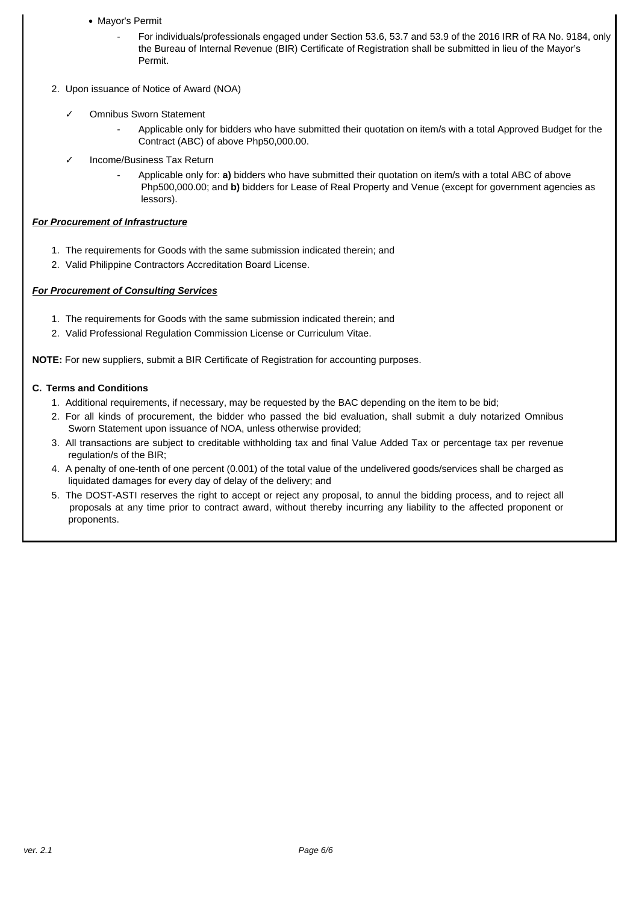- Mayor's Permit
    - For individuals/professionals engaged under Section 53.6, 53.7 and 53.9 of the 2016 IRR of RA No. 9184, only the Bureau of Internal Revenue (BIR) Certificate of Registration shall be submitted in lieu of the Mayor's Permit.

2. Upon issuance of Notice of Award (NOA)

    ✓ Omnibus Sworn Statement

    - Applicable only for bidders who have submitted their quotation on item/s with a total Approved Budget for the Contract (ABC) of above Php50,000.00.

    ✓ Income/Business Tax Return

    - Applicable only for: **a)** bidders who have submitted their quotation on item/s with a total ABC of above Php500,000.00; and **b)** bidders for Lease of Real Property and Venue (except for government agencies as lessors).

***For Procurement of Infrastructure***

1. The requirements for Goods with the same submission indicated therein; and
2. Valid Philippine Contractors Accreditation Board License.

***For Procurement of Consulting Services***

1. The requirements for Goods with the same submission indicated therein; and
2. Valid Professional Regulation Commission License or Curriculum Vitae.

**NOTE:** For new suppliers, submit a BIR Certificate of Registration for accounting purposes.

**C. Terms and Conditions**

1. Additional requirements, if necessary, may be requested by the BAC depending on the item to be bid;
2. For all kinds of procurement, the bidder who passed the bid evaluation, shall submit a duly notarized Omnibus Sworn Statement upon issuance of NOA, unless otherwise provided;
3. All transactions are subject to creditable withholding tax and final Value Added Tax or percentage tax per revenue regulation/s of the BIR;
4. A penalty of one-tenth of one percent (0.001) of the total value of the undelivered goods/services shall be charged as liquidated damages for every day of delay of the delivery; and
5. The DOST-ASTI reserves the right to accept or reject any proposal, to annul the bidding process, and to reject all proposals at any time prior to contract award, without thereby incurring any liability to the affected proponent or proponents.